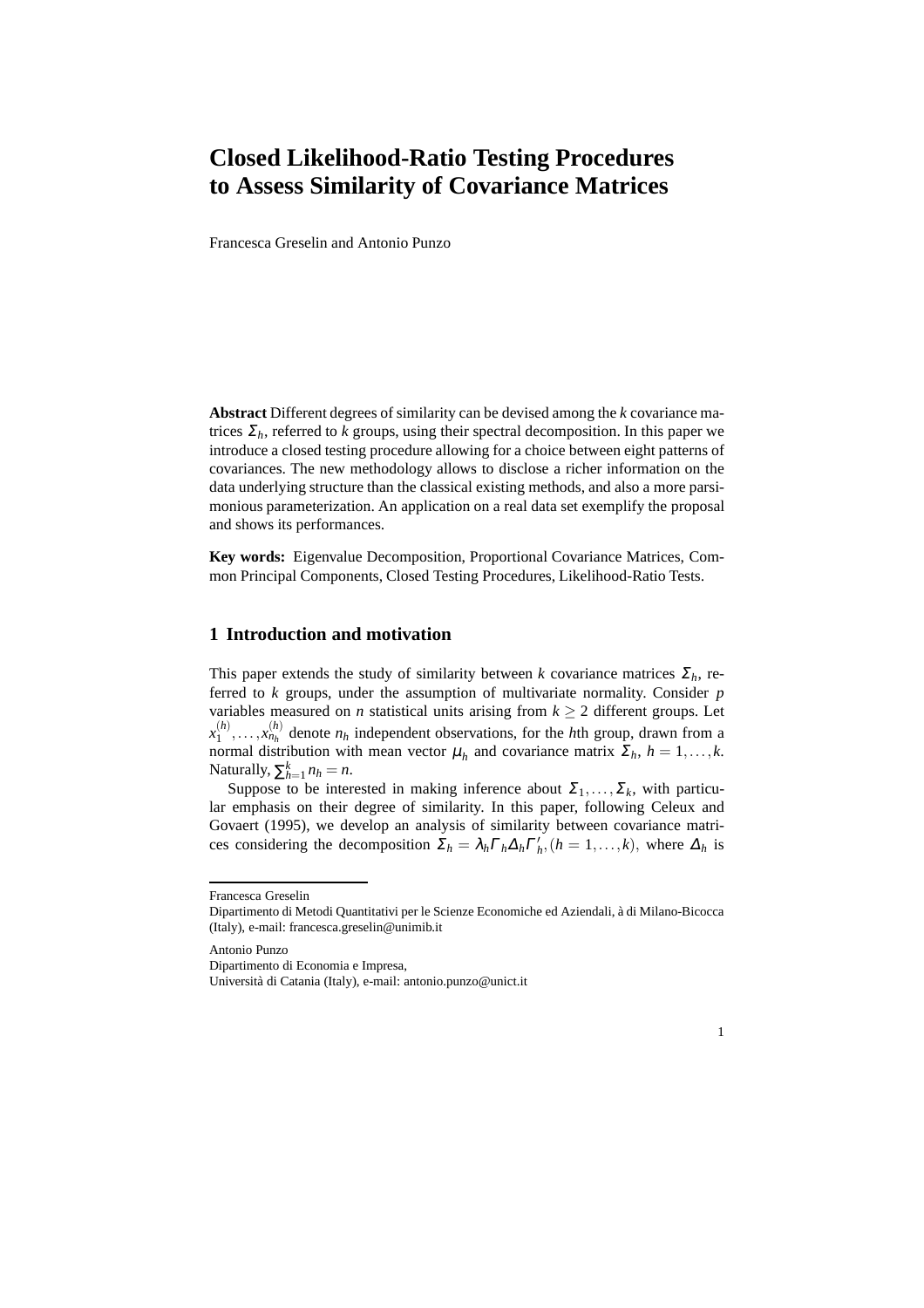// Closed Likelihood-Ratio Testing Procedures to Assess Similarity of Covariance Matrices

# Closed Likelihood-Ratio Testing Procedures to Assess Similarity of Covariance Matrices

Francesca Greselin and Antonio Punzo

**Abstract** Different degrees of similarity can be devised among the $k$ covariance matrices $\Sigma_h$, referred to $k$ groups, using their spectral decomposition. In this paper we introduce a closed testing procedure allowing for a choice between eight patterns of covariances. The new methodology allows to disclose a richer information on the data underlying structure than the classical existing methods, and also a more parsimonious parameterization. An application on a real data set exemplify the proposal and shows its performances.

**Key words:** Eigenvalue Decomposition, Proportional Covariance Matrices, Common Principal Components, Closed Testing Procedures, Likelihood-Ratio Tests.

## 1 Introduction and motivation

This paper extends the study of similarity between $k$ covariance matrices $\Sigma_h$, referred to $k$ groups, under the assumption of multivariate normality. Consider $p$ variables measured on $n$ statistical units arising from $k \geq 2$ different groups. Let $x_1^{(h)}, \ldots, x_{n_h}^{(h)}$ denote $n_h$ independent observations, for the $h$th group, drawn from a normal distribution with mean vector $\mu_h$ and covariance matrix $\Sigma_h$, $h = 1, \ldots, k$. Naturally, $\sum_{h=1}^{k} n_h = n$.

Suppose to be interested in making inference about $\Sigma_1, \ldots, \Sigma_k$, with particular emphasis on their degree of similarity. In this paper, following Celeux and Govaert (1995), we develop an analysis of similarity between covariance matrices considering the decomposition $\Sigma_h = \lambda_h \Gamma_h \Delta_h \Gamma_h'$, $(h = 1, \ldots, k)$, where $\Delta_h$ is

---

Francesca Greselin
Dipartimento di Metodi Quantitativi per le Scienze Economiche ed Aziendali, à di Milano-Bicocca (Italy), e-mail: francesca.greselin@unimib.it

Antonio Punzo
Dipartimento di Economia e Impresa,
Università di Catania (Italy), e-mail: antonio.punzo@unict.it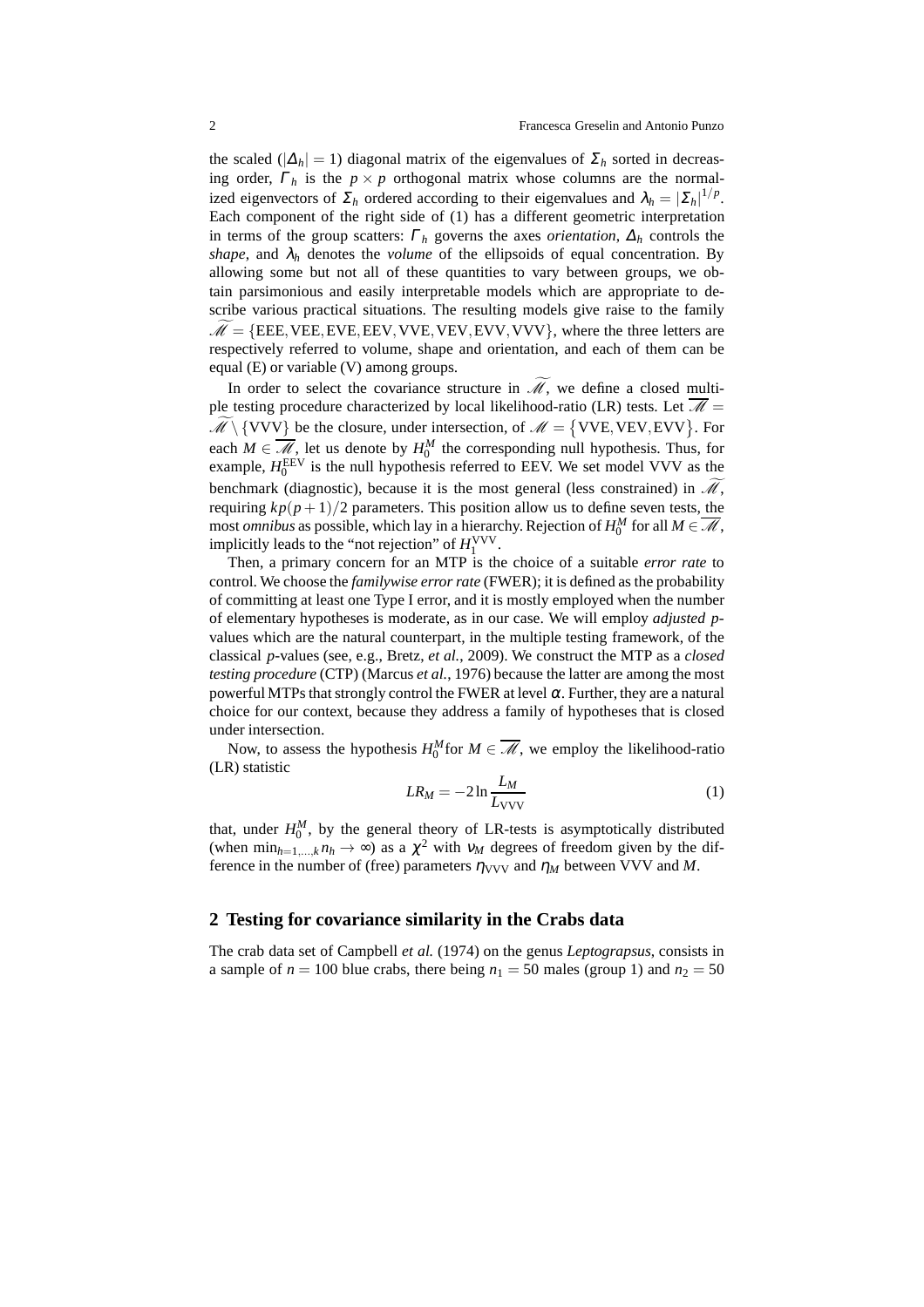the scaled ($|\Delta_h| = 1$) diagonal matrix of the eigenvalues of $\Sigma_h$ sorted in decreasing order, $\Gamma_h$ is the $p \times p$ orthogonal matrix whose columns are the normalized eigenvectors of $\Sigma_h$ ordered according to their eigenvalues and $\lambda_h = |\Sigma_h|^{1/p}$. Each component of the right side of (1) has a different geometric interpretation in terms of the group scatters: $\Gamma_h$ governs the axes *orientation*, $\Delta_h$ controls the *shape*, and $\lambda_h$ denotes the *volume* of the ellipsoids of equal concentration. By allowing some but not all of these quantities to vary between groups, we obtain parsimonious and easily interpretable models which are appropriate to describe various practical situations. The resulting models give raise to the family $\widetilde{\mathscr{M}} = \{\text{EEE}, \text{VEE}, \text{EVE}, \text{EEV}, \text{VVE}, \text{VEV}, \text{EVV}, \text{VVV}\}$, where the three letters are respectively referred to volume, shape and orientation, and each of them can be equal (E) or variable (V) among groups.

In order to select the covariance structure in $\widetilde{\mathscr{M}}$, we define a closed multiple testing procedure characterized by local likelihood-ratio (LR) tests. Let $\overline{\mathscr{M}} = \widetilde{\mathscr{M}} \setminus \{\text{VVV}\}$ be the closure, under intersection, of $\mathscr{M} = \{\text{VVE}, \text{VEV}, \text{EVV}\}$. For each $M \in \overline{\mathscr{M}}$, let us denote by $H_0^M$ the corresponding null hypothesis. Thus, for example, $H_0^{\text{EEV}}$ is the null hypothesis referred to EEV. We set model VVV as the benchmark (diagnostic), because it is the most general (less constrained) in $\widetilde{\mathscr{M}}$, requiring $kp(p+1)/2$ parameters. This position allow us to define seven tests, the most *omnibus* as possible, which lay in a hierarchy. Rejection of $H_0^M$ for all $M \in \overline{\mathscr{M}}$, implicitly leads to the "not rejection" of $H_1^{\text{VVV}}$.

Then, a primary concern for an MTP is the choice of a suitable *error rate* to control. We choose the *familywise error rate* (FWER); it is defined as the probability of committing at least one Type I error, and it is mostly employed when the number of elementary hypotheses is moderate, as in our case. We will employ *adjusted* $p$-values which are the natural counterpart, in the multiple testing framework, of the classical $p$-values (see, e.g., Bretz, *et al.*, 2009). We construct the MTP as a *closed testing procedure* (CTP) (Marcus *et al.*, 1976) because the latter are among the most powerful MTPs that strongly control the FWER at level $\alpha$. Further, they are a natural choice for our context, because they address a family of hypotheses that is closed under intersection.

Now, to assess the hypothesis $H_0^M$ for $M \in \overline{\mathscr{M}}$, we employ the likelihood-ratio (LR) statistic

$$LR_M = -2 \ln \frac{L_M}{L_{\text{VVV}}} \tag{1}$$

that, under $H_0^M$, by the general theory of LR-tests is asymptotically distributed (when $\min_{h=1,\ldots,k} n_h \to \infty$) as a $\chi^2$ with $\nu_M$ degrees of freedom given by the difference in the number of (free) parameters $\eta_{\text{VVV}}$ and $\eta_M$ between VVV and $M$.

## 2 Testing for covariance similarity in the Crabs data

The crab data set of Campbell *et al.* (1974) on the genus *Leptograpsus*, consists in a sample of $n = 100$ blue crabs, there being $n_1 = 50$ males (group 1) and $n_2 = 50$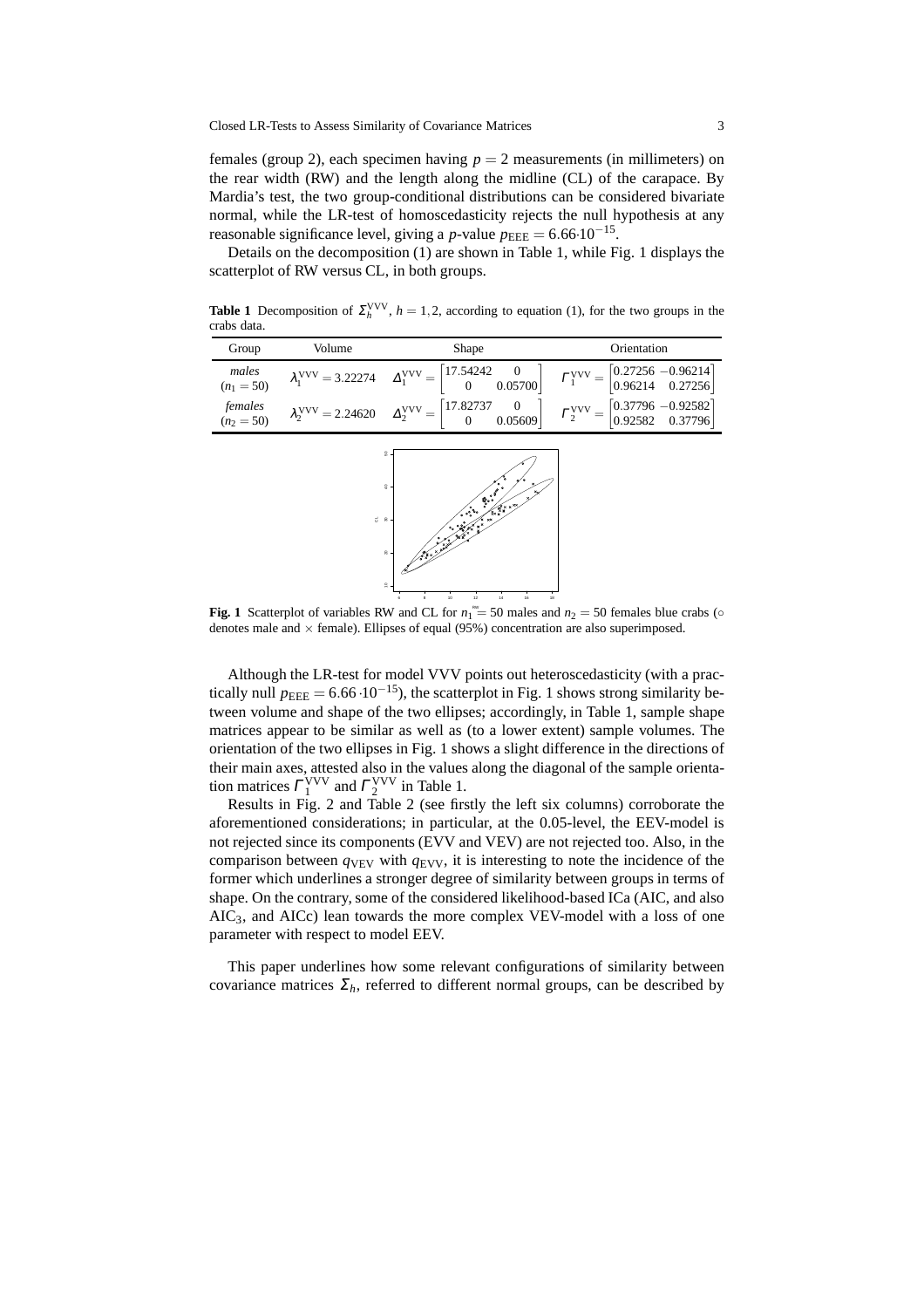females (group 2), each specimen having $p = 2$ measurements (in millimeters) on the rear width (RW) and the length along the midline (CL) of the carapace. By Mardia's test, the two group-conditional distributions can be considered bivariate normal, while the LR-test of homoscedasticity rejects the null hypothesis at any reasonable significance level, giving a $p$-value $p_{\text{EEE}} = 6.66{\cdot}10^{-15}$.

Details on the decomposition (1) are shown in Table 1, while Fig. 1 displays the scatterplot of RW versus CL, in both groups.

**Table 1** Decomposition of $\Sigma_h^{\text{VVV}}$, $h = 1,2$, according to equation (1), for the two groups in the crabs data.

| Group | Volume | Shape | Orientation |
|---|---|---|---|
| *males* ($n_1 = 50$) | $\lambda_1^{\text{VVV}} = 3.22274$ | $\Delta_1^{\text{VVV}} = \begin{bmatrix} 17.54242 & 0 \\ 0 & 0.05700 \end{bmatrix}$ | $\Gamma_1^{\text{VVV}} = \begin{bmatrix} 0.27256 & -0.96214 \\ 0.96214 & 0.27256 \end{bmatrix}$ |
| *females* ($n_2 = 50$) | $\lambda_2^{\text{VVV}} = 2.24620$ | $\Delta_2^{\text{VVV}} = \begin{bmatrix} 17.82737 & 0 \\ 0 & 0.05609 \end{bmatrix}$ | $\Gamma_2^{\text{VVV}} = \begin{bmatrix} 0.37796 & -0.92582 \\ 0.92582 & 0.37796 \end{bmatrix}$ |

**Fig. 1** Scatterplot of variables RW and CL for $n_1 = 50$ males and $n_2 = 50$ females blue crabs ($\circ$ denotes male and $\times$ female). Ellipses of equal (95%) concentration are also superimposed.

Although the LR-test for model VVV points out heteroscedasticity (with a practically null $p_{\text{EEE}} = 6.66 \cdot 10^{-15}$), the scatterplot in Fig. 1 shows strong similarity between volume and shape of the two ellipses; accordingly, in Table 1, sample shape matrices appear to be similar as well as (to a lower extent) sample volumes. The orientation of the two ellipses in Fig. 1 shows a slight difference in the directions of their main axes, attested also in the values along the diagonal of the sample orientation matrices $\Gamma_1^{\text{VVV}}$ and $\Gamma_2^{\text{VVV}}$ in Table 1.

Results in Fig. 2 and Table 2 (see firstly the left six columns) corroborate the aforementioned considerations; in particular, at the 0.05-level, the EEV-model is not rejected since its components (EVV and VEV) are not rejected too. Also, in the comparison between $q_{\text{VEV}}$ with $q_{\text{EVV}}$, it is interesting to note the incidence of the former which underlines a stronger degree of similarity between groups in terms of shape. On the contrary, some of the considered likelihood-based ICa (AIC, and also $\text{AIC}_3$, and AICc) lean towards the more complex VEV-model with a loss of one parameter with respect to model EEV.

This paper underlines how some relevant configurations of similarity between covariance matrices $\Sigma_h$, referred to different normal groups, can be described by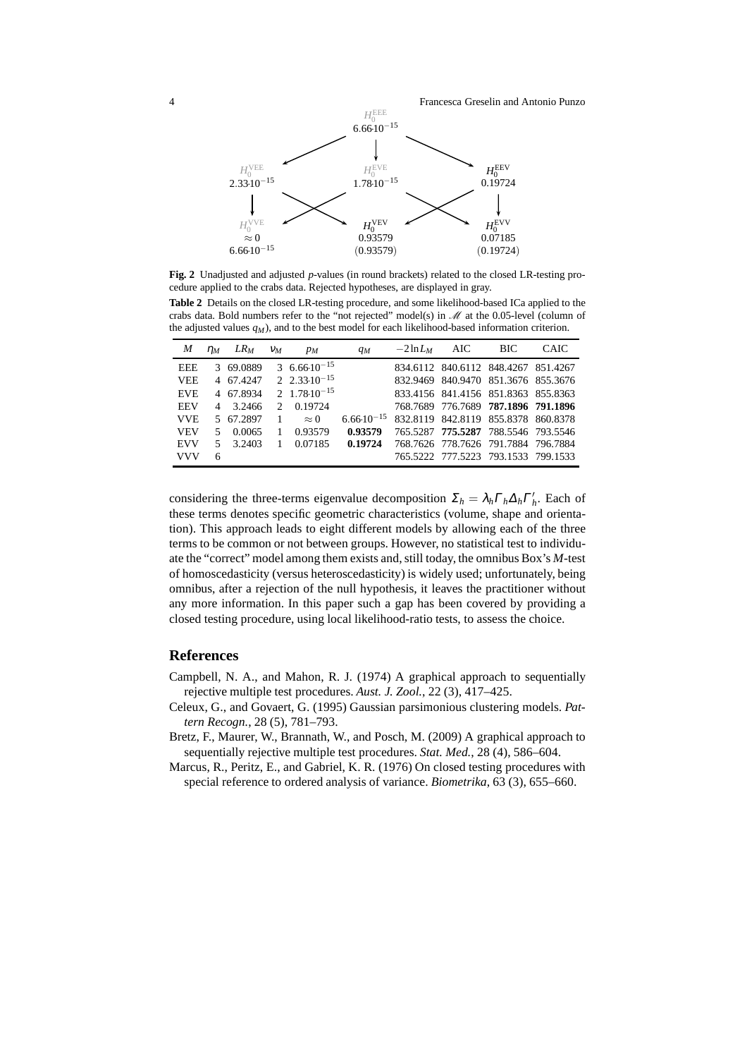$H_0^{\text{EEE}}$
$6.66 \cdot 10^{-15}$

$H_0^{\text{VEE}}$
$2.33 \cdot 10^{-15}$

$H_0^{\text{EVE}}$
$1.78 \cdot 10^{-15}$

$H_0^{\text{EEV}}$
0.19724

$H_0^{\text{VVE}}$
$\approx 0$
$6.66 \cdot 10^{-15}$

$H_0^{\text{VEV}}$
0.93579
(0.93579)

$H_0^{\text{EVV}}$
0.07185
(0.19724)

**Fig. 2** Unadjusted and adjusted $p$-values (in round brackets) related to the closed LR-testing procedure applied to the crabs data. Rejected hypotheses, are displayed in gray.

**Table 2** Details on the closed LR-testing procedure, and some likelihood-based ICa applied to the crabs data. Bold numbers refer to the "not rejected" model(s) in $\mathscr{M}$ at the 0.05-level (column of the adjusted values $q_M$), and to the best model for each likelihood-based information criterion.

| $M$ | $\eta_M$ | $LR_M$ | $\nu_M$ | $p_M$ | $q_M$ | $-2\ln L_M$ | AIC | BIC | CAIC |
|---|---|---|---|---|---|---|---|---|---|
| EEE | 3 | 69.0889 | 3 | $6.66 \cdot 10^{-15}$ | | 834.6112 | 840.6112 | 848.4267 | 851.4267 |
| VEE | 4 | 67.4247 | 2 | $2.33 \cdot 10^{-15}$ | | 832.9469 | 840.9470 | 851.3676 | 855.3676 |
| EVE | 4 | 67.8934 | 2 | $1.78 \cdot 10^{-15}$ | | 833.4156 | 841.4156 | 851.8363 | 855.8363 |
| EEV | 4 | 3.2466 | 2 | 0.19724 | | 768.7689 | 776.7689 | **787.1896** | **791.1896** |
| VVE | 5 | 67.2897 | 1 | $\approx 0$ | $6.66 \cdot 10^{-15}$ | 832.8119 | 842.8119 | 855.8378 | 860.8378 |
| VEV | 5 | 0.0065 | 1 | 0.93579 | **0.93579** | 765.5287 | **775.5287** | 788.5546 | 793.5546 |
| EVV | 5 | 3.2403 | 1 | 0.07185 | **0.19724** | 768.7626 | 778.7626 | 791.7884 | 796.7884 |
| VVV | 6 | | | | | 765.5222 | 777.5223 | 793.1533 | 799.1533 |

considering the three-terms eigenvalue decomposition $\Sigma_h = \lambda_h \Gamma_h \Delta_h \Gamma_h'$. Each of these terms denotes specific geometric characteristics (volume, shape and orientation). This approach leads to eight different models by allowing each of the three terms to be common or not between groups. However, no statistical test to individuate the "correct" model among them exists and, still today, the omnibus Box's $M$-test of homoscedasticity (versus heteroscedasticity) is widely used; unfortunately, being omnibus, after a rejection of the null hypothesis, it leaves the practitioner without any more information. In this paper such a gap has been covered by providing a closed testing procedure, using local likelihood-ratio tests, to assess the choice.

## References

Campbell, N. A., and Mahon, R. J. (1974) A graphical approach to sequentially rejective multiple test procedures. *Aust. J. Zool.*, 22 (3), 417–425.

Celeux, G., and Govaert, G. (1995) Gaussian parsimonious clustering models. *Pattern Recogn.*, 28 (5), 781–793.

Bretz, F., Maurer, W., Brannath, W., and Posch, M. (2009) A graphical approach to sequentially rejective multiple test procedures. *Stat. Med.*, 28 (4), 586–604.

Marcus, R., Peritz, E., and Gabriel, K. R. (1976) On closed testing procedures with special reference to ordered analysis of variance. *Biometrika*, 63 (3), 655–660.